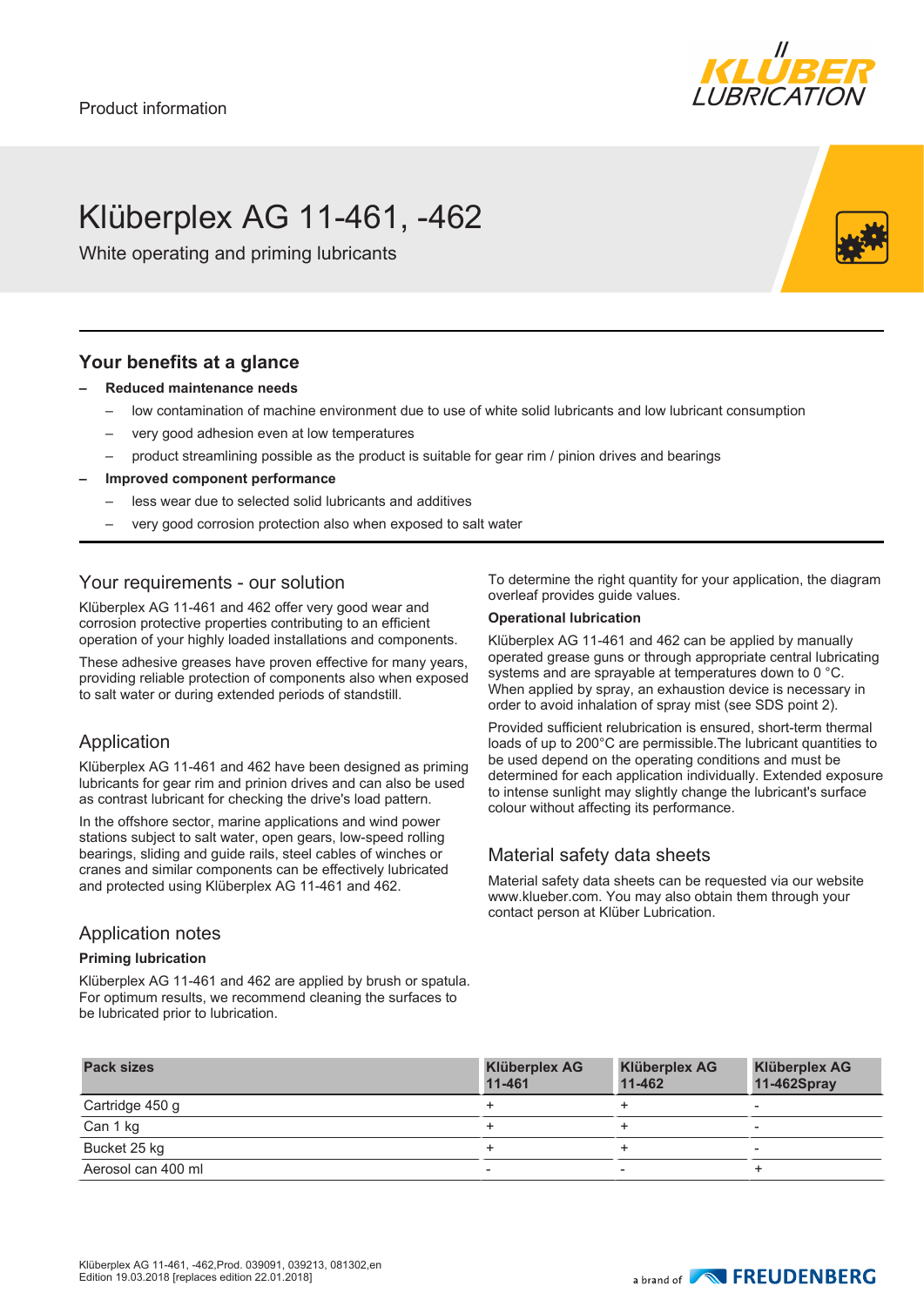Product information

# Klüberplex AG 11-461, -462

White operating and priming lubricants

## Your benefits at a glance

- **Reduced maintenance needs**
  - low contamination of machine environment due to use of white solid lubricants and low lubricant consumption
  - very good adhesion even at low temperatures
  - product streamlining possible as the product is suitable for gear rim / pinion drives and bearings
- **Improved component performance**
  - less wear due to selected solid lubricants and additives
  - very good corrosion protection also when exposed to salt water

## Your requirements - our solution

Klüberplex AG 11-461 and 462 offer very good wear and corrosion protective properties contributing to an efficient operation of your highly loaded installations and components.

These adhesive greases have proven effective for many years, providing reliable protection of components also when exposed to salt water or during extended periods of standstill.

## Application

Klüberplex AG 11-461 and 462 have been designed as priming lubricants for gear rim and prinion drives and can also be used as contrast lubricant for checking the drive's load pattern.

In the offshore sector, marine applications and wind power stations subject to salt water, open gears, low-speed rolling bearings, sliding and guide rails, steel cables of winches or cranes and similar components can be effectively lubricated and protected using Klüberplex AG 11-461 and 462.

## Application notes

**Priming lubrication**

Klüberplex AG 11-461 and 462 are applied by brush or spatula. For optimum results, we recommend cleaning the surfaces to be lubricated prior to lubrication.

To determine the right quantity for your application, the diagram overleaf provides guide values.

**Operational lubrication**

Klüberplex AG 11-461 and 462 can be applied by manually operated grease guns or through appropriate central lubricating systems and are sprayable at temperatures down to 0 °C. When applied by spray, an exhaustion device is necessary in order to avoid inhalation of spray mist (see SDS point 2).

Provided sufficient relubrication is ensured, short-term thermal loads of up to 200°C are permissible.The lubricant quantities to be used depend on the operating conditions and must be determined for each application individually. Extended exposure to intense sunlight may slightly change the lubricant's surface colour without affecting its performance.

## Material safety data sheets

Material safety data sheets can be requested via our website www.klueber.com. You may also obtain them through your contact person at Klüber Lubrication.

| Pack sizes | Klüberplex AG 11-461 | Klüberplex AG 11-462 | Klüberplex AG 11-462Spray |
|---|---|---|---|
| Cartridge 450 g | + | + | - |
| Can 1 kg | + | + | - |
| Bucket 25 kg | + | + | - |
| Aerosol can 400 ml | - | - | + |

Klüberplex AG 11-461, -462,Prod. 039091, 039213, 081302,en
Edition 19.03.2018 [replaces edition 22.01.2018]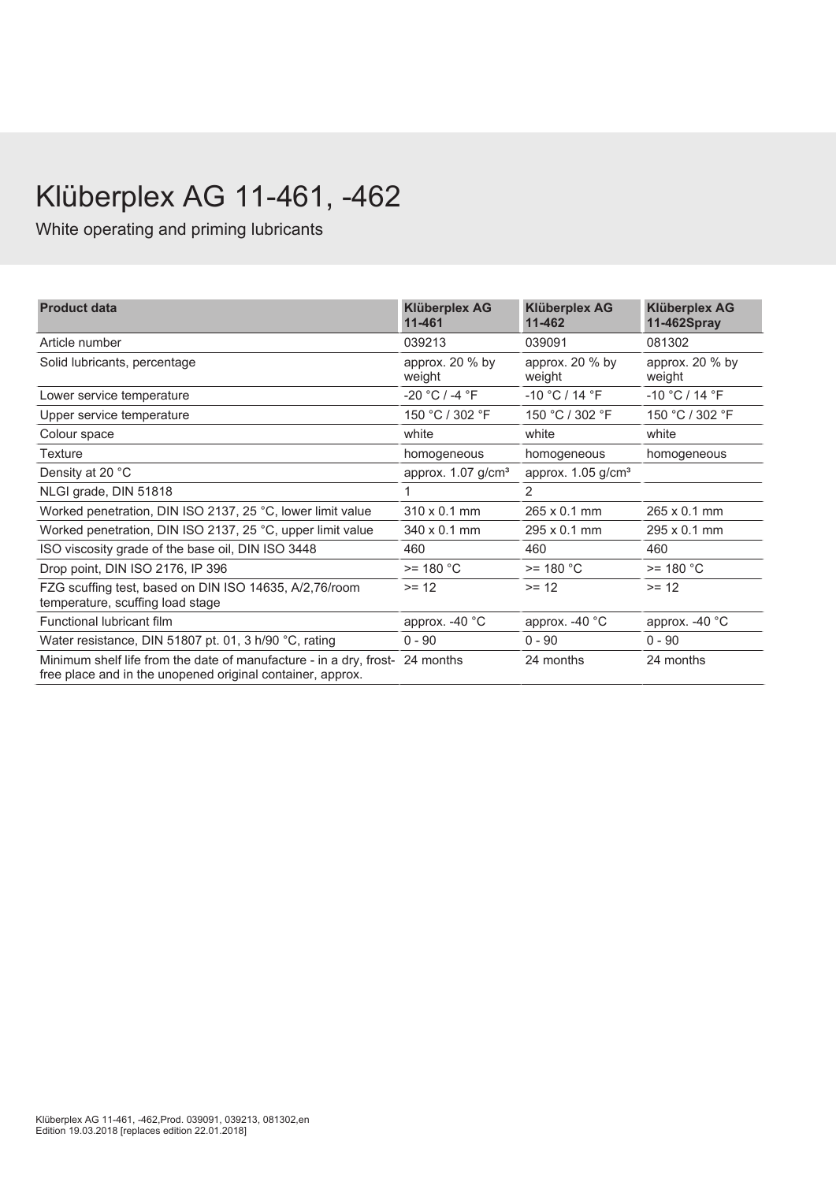# Klüberplex AG 11-461, -462

White operating and priming lubricants

| Product data | Klüberplex AG 11-461 | Klüberplex AG 11-462 | Klüberplex AG 11-462Spray |
|---|---|---|---|
| Article number | 039213 | 039091 | 081302 |
| Solid lubricants, percentage | approx. 20 % by weight | approx. 20 % by weight | approx. 20 % by weight |
| Lower service temperature | -20 °C / -4 °F | -10 °C / 14 °F | -10 °C / 14 °F |
| Upper service temperature | 150 °C / 302 °F | 150 °C / 302 °F | 150 °C / 302 °F |
| Colour space | white | white | white |
| Texture | homogeneous | homogeneous | homogeneous |
| Density at 20 °C | approx. 1.07 g/cm³ | approx. 1.05 g/cm³ | |
| NLGI grade, DIN 51818 | 1 | 2 | |
| Worked penetration, DIN ISO 2137, 25 °C, lower limit value | 310 x 0.1 mm | 265 x 0.1 mm | 265 x 0.1 mm |
| Worked penetration, DIN ISO 2137, 25 °C, upper limit value | 340 x 0.1 mm | 295 x 0.1 mm | 295 x 0.1 mm |
| ISO viscosity grade of the base oil, DIN ISO 3448 | 460 | 460 | 460 |
| Drop point, DIN ISO 2176, IP 396 | >= 180 °C | >= 180 °C | >= 180 °C |
| FZG scuffing test, based on DIN ISO 14635, A/2,76/room temperature, scuffing load stage | >= 12 | >= 12 | >= 12 |
| Functional lubricant film | approx. -40 °C | approx. -40 °C | approx. -40 °C |
| Water resistance, DIN 51807 pt. 01, 3 h/90 °C, rating | 0 - 90 | 0 - 90 | 0 - 90 |
| Minimum shelf life from the date of manufacture - in a dry, frost-free place and in the unopened original container, approx. | 24 months | 24 months | 24 months |

Klüberplex AG 11-461, -462,Prod. 039091, 039213, 081302,en
Edition 19.03.2018 [replaces edition 22.01.2018]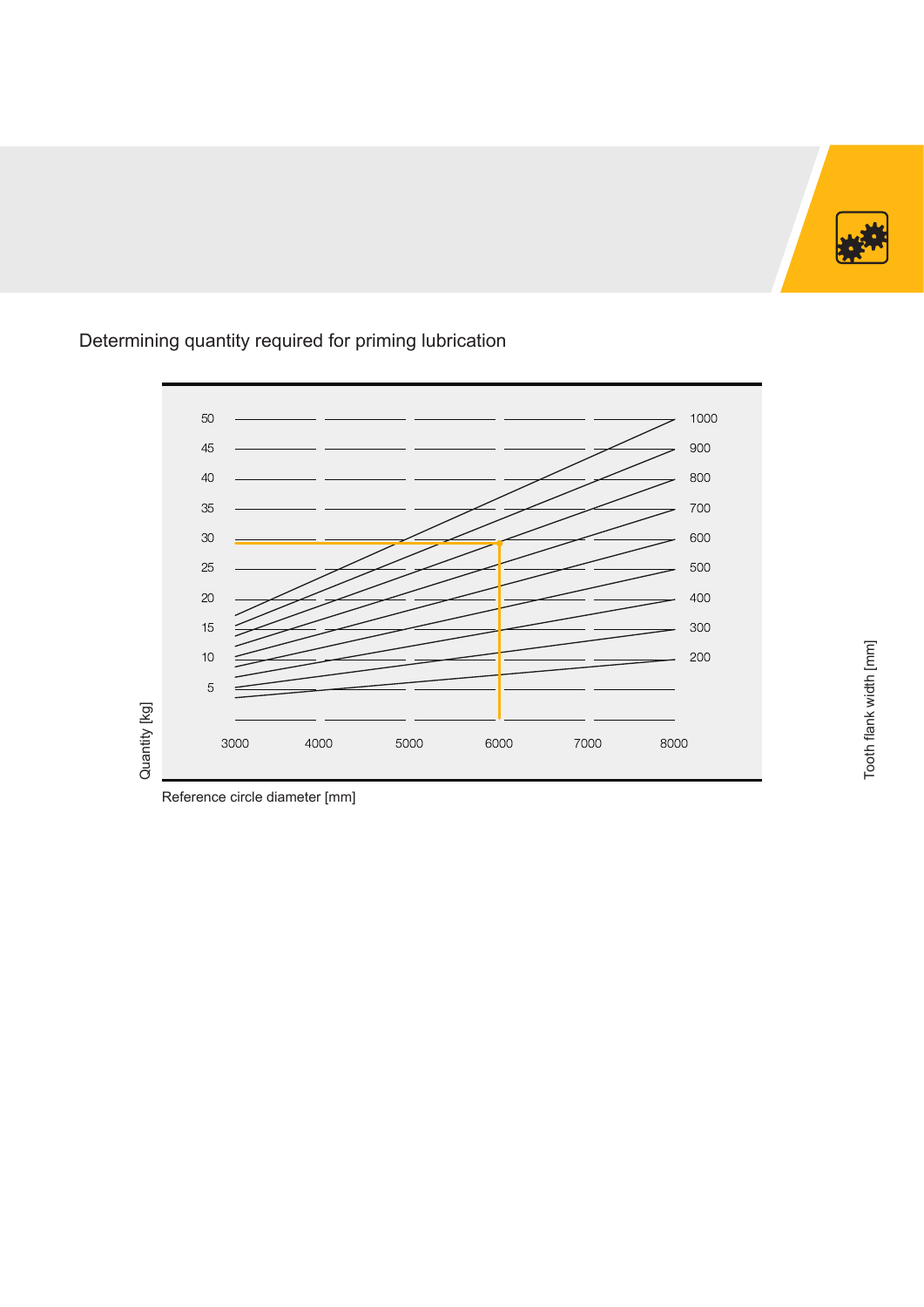## Determining quantity required for priming lubrication

Quantity [kg]

50
45
40
35
30
25
20
15
10
5

3000 4000 5000 6000 7000 8000

1000
900
800
700
600
500
400
300
200

Tooth flank width [mm]

Reference circle diameter [mm]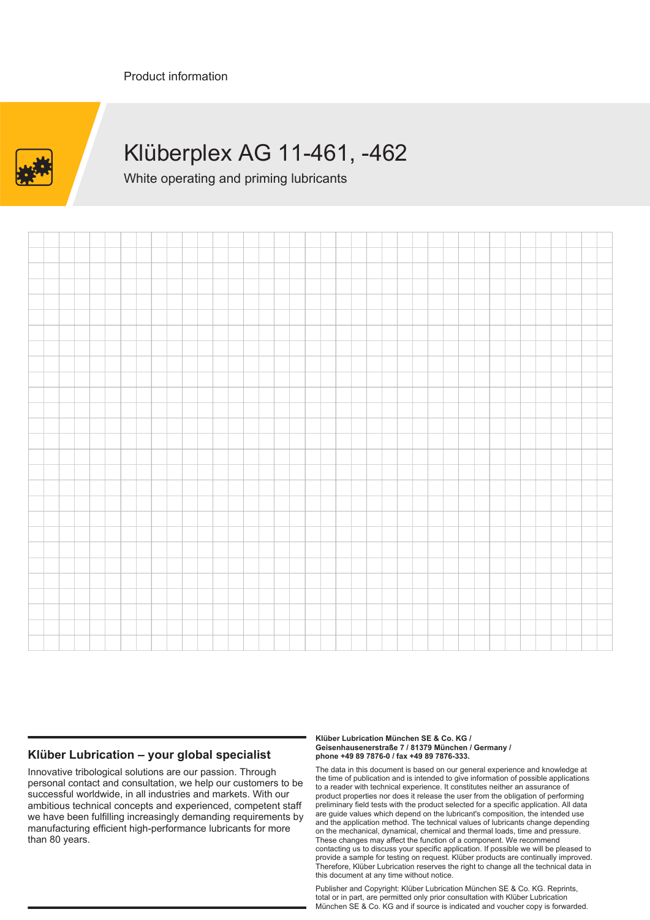Product information

# Klüberplex AG 11-461, -462

White operating and priming lubricants

## Klüber Lubrication – your global specialist

Innovative tribological solutions are our passion. Through personal contact and consultation, we help our customers to be successful worldwide, in all industries and markets. With our ambitious technical concepts and experienced, competent staff we have been fulfilling increasingly demanding requirements by manufacturing efficient high-performance lubricants for more than 80 years.

**Klüber Lubrication München SE & Co. KG / Geisenhausenerstraße 7 / 81379 München / Germany / phone +49 89 7876-0 / fax +49 89 7876-333.**

The data in this document is based on our general experience and knowledge at the time of publication and is intended to give information of possible applications to a reader with technical experience. It constitutes neither an assurance of product properties nor does it release the user from the obligation of performing preliminary field tests with the product selected for a specific application. All data are guide values which depend on the lubricant's composition, the intended use and the application method. The technical values of lubricants change depending on the mechanical, dynamical, chemical and thermal loads, time and pressure. These changes may affect the function of a component. We recommend contacting us to discuss your specific application. If possible we will be pleased to provide a sample for testing on request. Klüber products are continually improved. Therefore, Klüber Lubrication reserves the right to change all the technical data in this document at any time without notice.

Publisher and Copyright: Klüber Lubrication München SE & Co. KG. Reprints, total or in part, are permitted only prior consultation with Klüber Lubrication München SE & Co. KG and if source is indicated and voucher copy is forwarded.